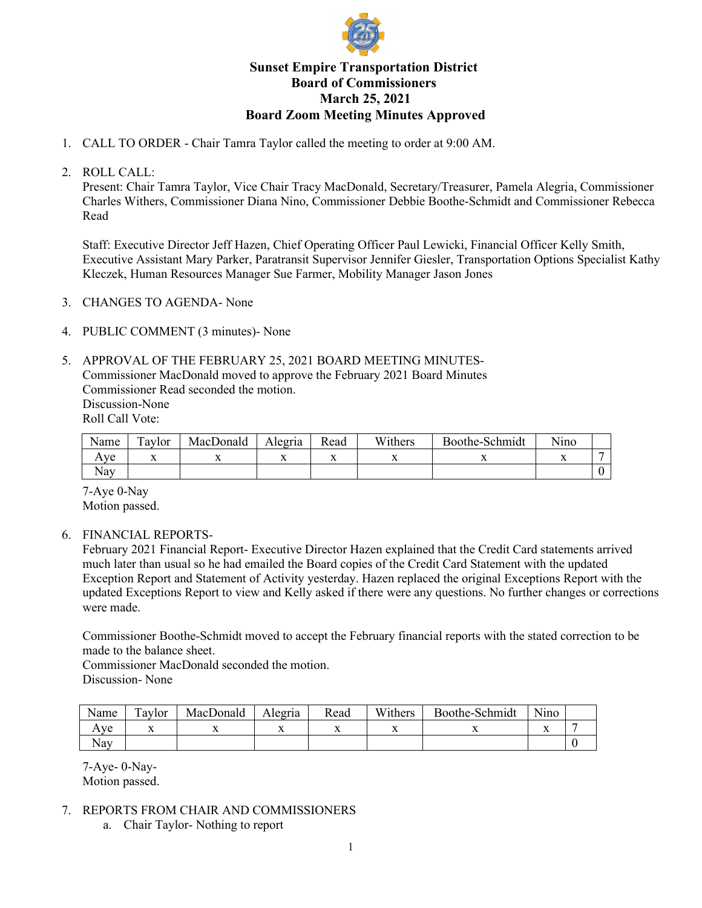# Sunset Empire Transportation District
# Board of Commissioners
# March 25, 2021
# Board Zoom Meeting Minutes Approved

1. CALL TO ORDER - Chair Tamra Taylor called the meeting to order at 9:00 AM.

2. ROLL CALL:
   Present: Chair Tamra Taylor, Vice Chair Tracy MacDonald, Secretary/Treasurer, Pamela Alegria, Commissioner Charles Withers, Commissioner Diana Nino, Commissioner Debbie Boothe-Schmidt and Commissioner Rebecca Read

   Staff: Executive Director Jeff Hazen, Chief Operating Officer Paul Lewicki, Financial Officer Kelly Smith, Executive Assistant Mary Parker, Paratransit Supervisor Jennifer Giesler, Transportation Options Specialist Kathy Kleczek, Human Resources Manager Sue Farmer, Mobility Manager Jason Jones

3. CHANGES TO AGENDA- None

4. PUBLIC COMMENT (3 minutes)- None

5. APPROVAL OF THE FEBRUARY 25, 2021 BOARD MEETING MINUTES-
   Commissioner MacDonald moved to approve the February 2021 Board Minutes
   Commissioner Read seconded the motion.
   Discussion-None
   Roll Call Vote:

| Name | Taylor | MacDonald | Alegria | Read | Withers | Boothe-Schmidt | Nino | |
|---|---|---|---|---|---|---|---|---|
| Aye | x | x | x | x | x | x | x | 7 |
| Nay | | | | | | | | 0 |

   7-Aye 0-Nay
   Motion passed.

6. FINANCIAL REPORTS-
   February 2021 Financial Report- Executive Director Hazen explained that the Credit Card statements arrived much later than usual so he had emailed the Board copies of the Credit Card Statement with the updated Exception Report and Statement of Activity yesterday. Hazen replaced the original Exceptions Report with the updated Exceptions Report to view and Kelly asked if there were any questions. No further changes or corrections were made.

   Commissioner Boothe-Schmidt moved to accept the February financial reports with the stated correction to be made to the balance sheet.
   Commissioner MacDonald seconded the motion.
   Discussion- None

| Name | Taylor | MacDonald | Alegria | Read | Withers | Boothe-Schmidt | Nino | |
|---|---|---|---|---|---|---|---|---|
| Aye | x | x | x | x | x | x | x | 7 |
| Nay | | | | | | | | 0 |

   7-Aye- 0-Nay-
   Motion passed.

7. REPORTS FROM CHAIR AND COMMISSIONERS
   a. Chair Taylor- Nothing to report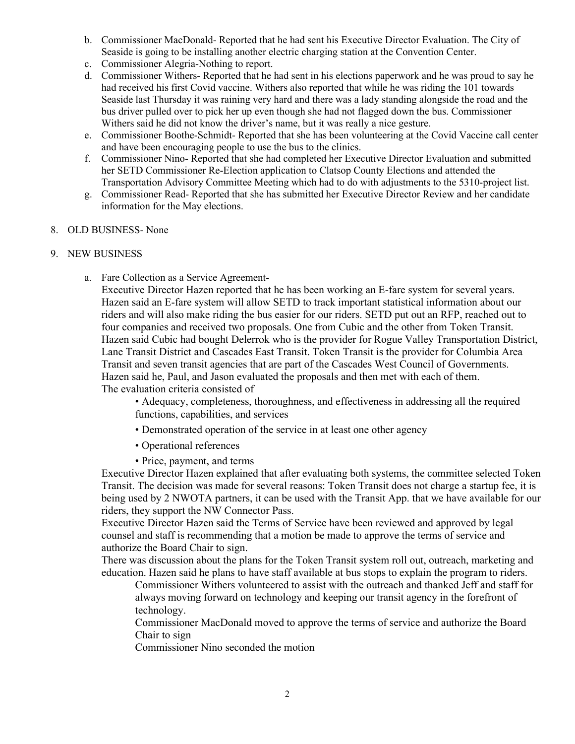b. Commissioner MacDonald- Reported that he had sent his Executive Director Evaluation. The City of Seaside is going to be installing another electric charging station at the Convention Center.
c. Commissioner Alegria-Nothing to report.
d. Commissioner Withers- Reported that he had sent in his elections paperwork and he was proud to say he had received his first Covid vaccine. Withers also reported that while he was riding the 101 towards Seaside last Thursday it was raining very hard and there was a lady standing alongside the road and the bus driver pulled over to pick her up even though she had not flagged down the bus. Commissioner Withers said he did not know the driver's name, but it was really a nice gesture.
e. Commissioner Boothe-Schmidt- Reported that she has been volunteering at the Covid Vaccine call center and have been encouraging people to use the bus to the clinics.
f. Commissioner Nino- Reported that she had completed her Executive Director Evaluation and submitted her SETD Commissioner Re-Election application to Clatsop County Elections and attended the Transportation Advisory Committee Meeting which had to do with adjustments to the 5310-project list.
g. Commissioner Read- Reported that she has submitted her Executive Director Review and her candidate information for the May elections.

8. OLD BUSINESS- None

9. NEW BUSINESS

a. Fare Collection as a Service Agreement-

Executive Director Hazen reported that he has been working an E-fare system for several years. Hazen said an E-fare system will allow SETD to track important statistical information about our riders and will also make riding the bus easier for our riders. SETD put out an RFP, reached out to four companies and received two proposals. One from Cubic and the other from Token Transit. Hazen said Cubic had bought Delerrok who is the provider for Rogue Valley Transportation District, Lane Transit District and Cascades East Transit. Token Transit is the provider for Columbia Area Transit and seven transit agencies that are part of the Cascades West Council of Governments. Hazen said he, Paul, and Jason evaluated the proposals and then met with each of them.
The evaluation criteria consisted of

- Adequacy, completeness, thoroughness, and effectiveness in addressing all the required functions, capabilities, and services
- Demonstrated operation of the service in at least one other agency
- Operational references
- Price, payment, and terms

Executive Director Hazen explained that after evaluating both systems, the committee selected Token Transit. The decision was made for several reasons: Token Transit does not charge a startup fee, it is being used by 2 NWOTA partners, it can be used with the Transit App. that we have available for our riders, they support the NW Connector Pass.
Executive Director Hazen said the Terms of Service have been reviewed and approved by legal counsel and staff is recommending that a motion be made to approve the terms of service and authorize the Board Chair to sign.
There was discussion about the plans for the Token Transit system roll out, outreach, marketing and education. Hazen said he plans to have staff available at bus stops to explain the program to riders.

Commissioner Withers volunteered to assist with the outreach and thanked Jeff and staff for always moving forward on technology and keeping our transit agency in the forefront of technology.
Commissioner MacDonald moved to approve the terms of service and authorize the Board Chair to sign
Commissioner Nino seconded the motion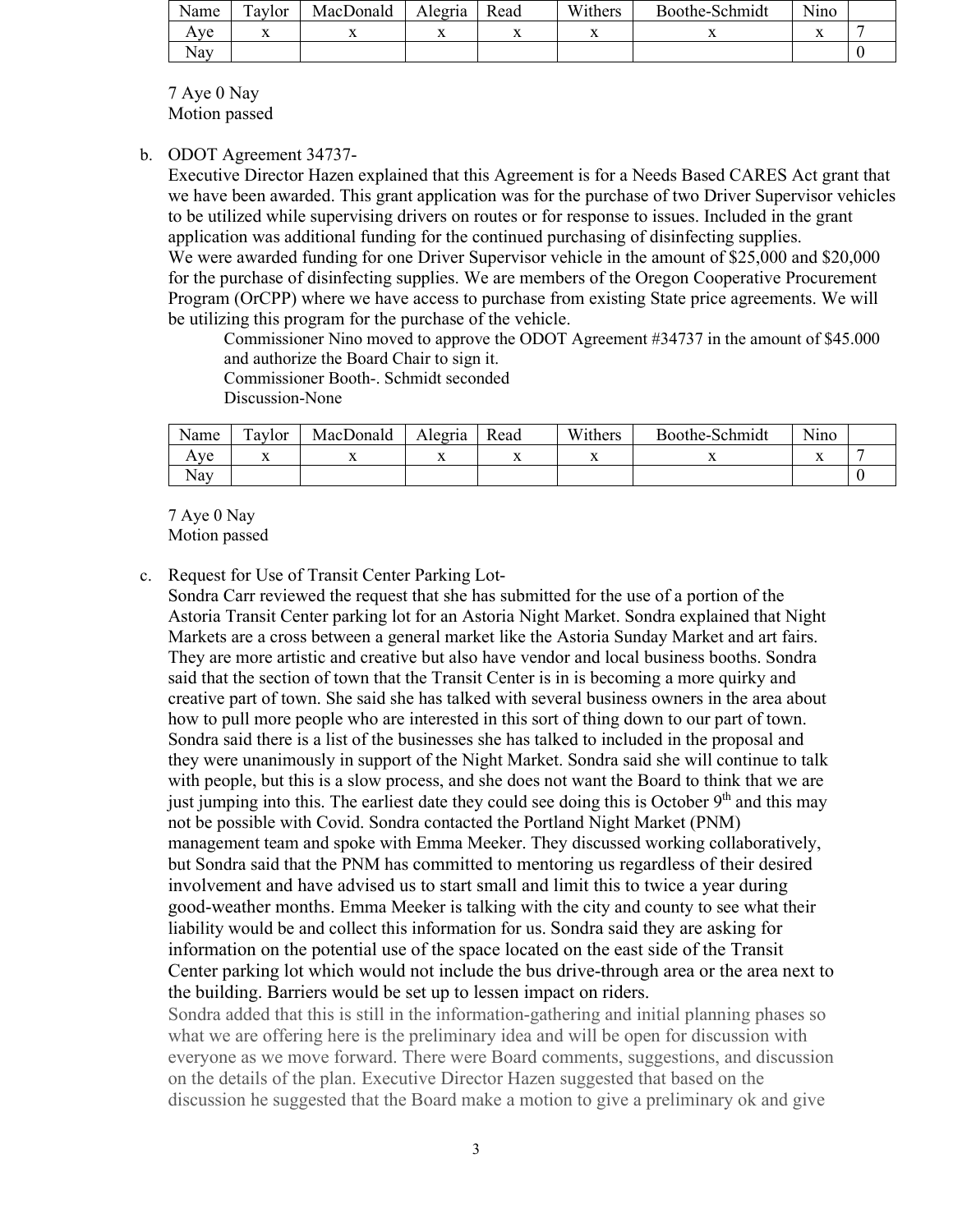| Name | Taylor | MacDonald | Alegria | Read | Withers | Boothe-Schmidt | Nino | |
|---|---|---|---|---|---|---|---|---|
| Aye | x | x | x | x | x | x | x | 7 |
| Nay | | | | | | | | 0 |

7 Aye 0 Nay
Motion passed

b. ODOT Agreement 34737-
Executive Director Hazen explained that this Agreement is for a Needs Based CARES Act grant that we have been awarded. This grant application was for the purchase of two Driver Supervisor vehicles to be utilized while supervising drivers on routes or for response to issues. Included in the grant application was additional funding for the continued purchasing of disinfecting supplies.
We were awarded funding for one Driver Supervisor vehicle in the amount of $25,000 and $20,000 for the purchase of disinfecting supplies. We are members of the Oregon Cooperative Procurement Program (OrCPP) where we have access to purchase from existing State price agreements. We will be utilizing this program for the purchase of the vehicle.

Commissioner Nino moved to approve the ODOT Agreement #34737 in the amount of $45.000 and authorize the Board Chair to sign it.
Commissioner Booth-. Schmidt seconded
Discussion-None

| Name | Taylor | MacDonald | Alegria | Read | Withers | Boothe-Schmidt | Nino | |
|---|---|---|---|---|---|---|---|---|
| Aye | x | x | x | x | x | x | x | 7 |
| Nay | | | | | | | | 0 |

7 Aye 0 Nay
Motion passed

c. Request for Use of Transit Center Parking Lot-
Sondra Carr reviewed the request that she has submitted for the use of a portion of the Astoria Transit Center parking lot for an Astoria Night Market. Sondra explained that Night Markets are a cross between a general market like the Astoria Sunday Market and art fairs. They are more artistic and creative but also have vendor and local business booths. Sondra said that the section of town that the Transit Center is in is becoming a more quirky and creative part of town. She said she has talked with several business owners in the area about how to pull more people who are interested in this sort of thing down to our part of town. Sondra said there is a list of the businesses she has talked to included in the proposal and they were unanimously in support of the Night Market. Sondra said she will continue to talk with people, but this is a slow process, and she does not want the Board to think that we are just jumping into this. The earliest date they could see doing this is October 9th and this may not be possible with Covid. Sondra contacted the Portland Night Market (PNM) management team and spoke with Emma Meeker. They discussed working collaboratively, but Sondra said that the PNM has committed to mentoring us regardless of their desired involvement and have advised us to start small and limit this to twice a year during good-weather months. Emma Meeker is talking with the city and county to see what their liability would be and collect this information for us. Sondra said they are asking for information on the potential use of the space located on the east side of the Transit Center parking lot which would not include the bus drive-through area or the area next to the building. Barriers would be set up to lessen impact on riders.
Sondra added that this is still in the information-gathering and initial planning phases so what we are offering here is the preliminary idea and will be open for discussion with everyone as we move forward. There were Board comments, suggestions, and discussion on the details of the plan. Executive Director Hazen suggested that based on the discussion he suggested that the Board make a motion to give a preliminary ok and give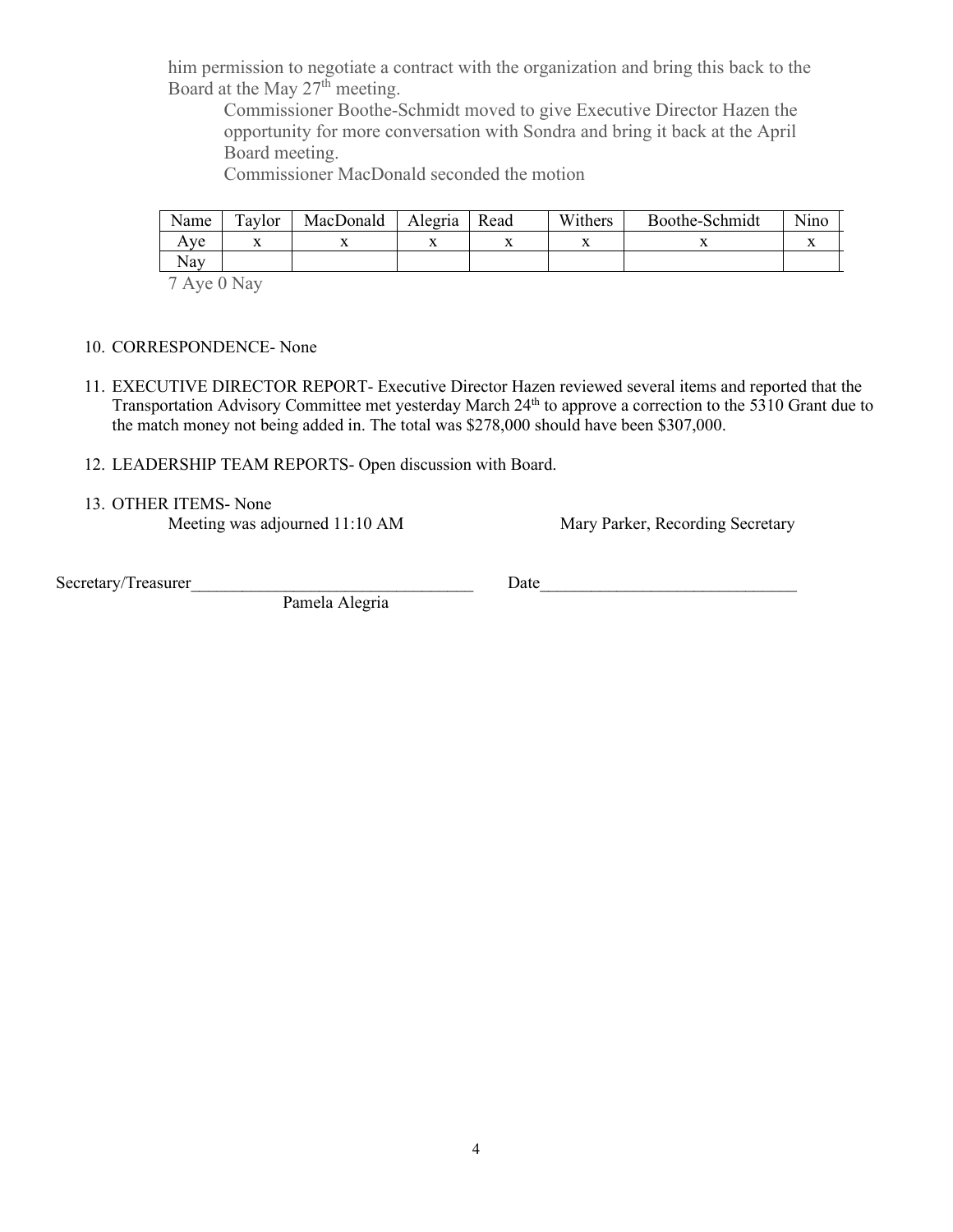him permission to negotiate a contract with the organization and bring this back to the Board at the May 27th meeting.

Commissioner Boothe-Schmidt moved to give Executive Director Hazen the opportunity for more conversation with Sondra and bring it back at the April Board meeting.

Commissioner MacDonald seconded the motion

| Name | Taylor | MacDonald | Alegria | Read | Withers | Boothe-Schmidt | Nino |
|---|---|---|---|---|---|---|---|
| Aye | x | x | x | x | x | x | x |
| Nay | | | | | | | |

7 Aye 0 Nay

10. CORRESPONDENCE- None

11. EXECUTIVE DIRECTOR REPORT- Executive Director Hazen reviewed several items and reported that the Transportation Advisory Committee met yesterday March 24th to approve a correction to the 5310 Grant due to the match money not being added in. The total was $278,000 should have been $307,000.

12. LEADERSHIP TEAM REPORTS- Open discussion with Board.

13. OTHER ITEMS- None

Meeting was adjourned 11:10 AM

Mary Parker, Recording Secretary

Secretary/Treasurer_________________________________ Date______________________________

Pamela Alegria